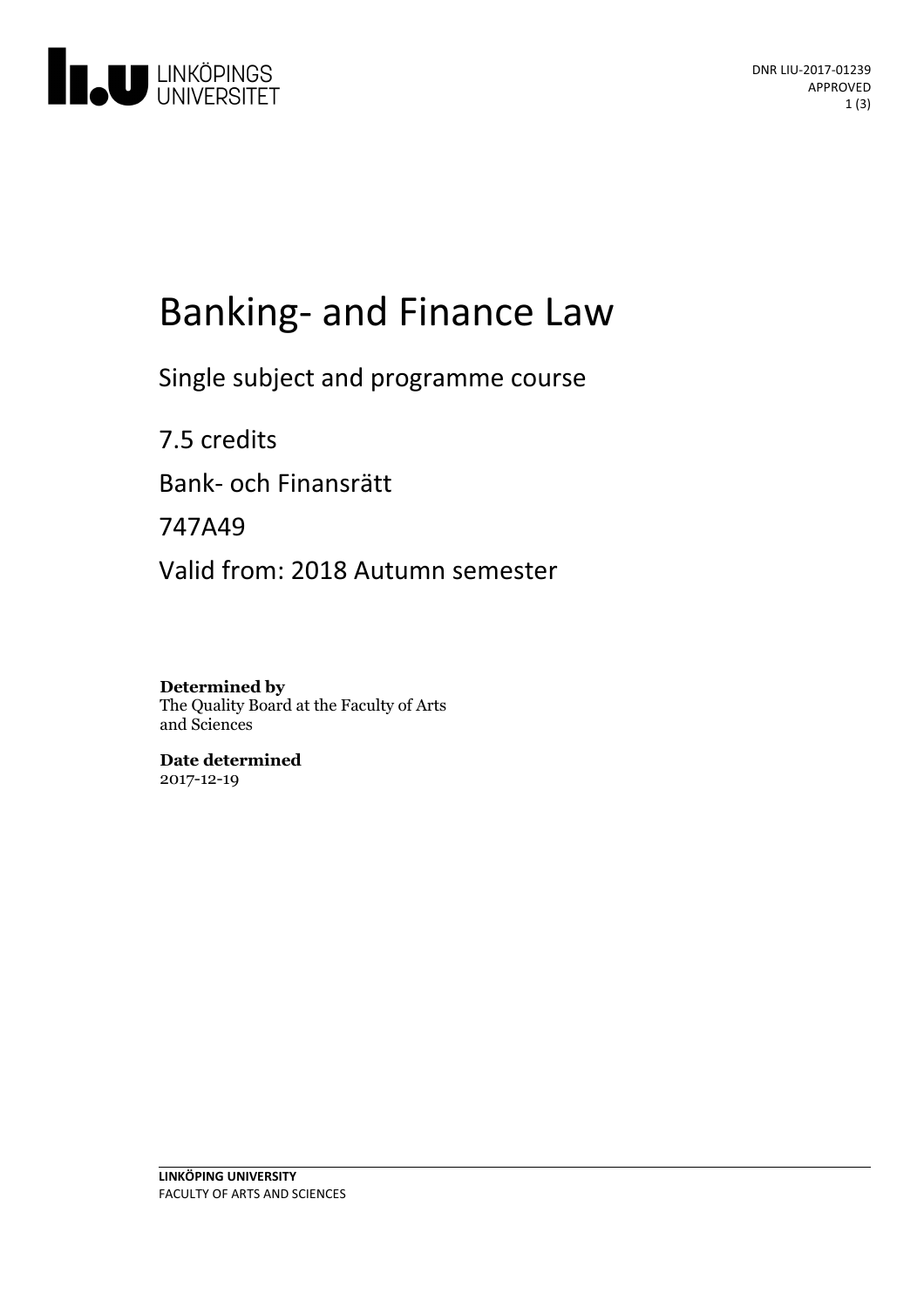DNR LIU-2017-01239
APPROVED

# Banking- and Finance Law

Single subject and programme course

7.5 credits

Bank- och Finansrätt

747A49

Valid from: 2018 Autumn semester

**Determined by**
The Quality Board at the Faculty of Arts and Sciences

**Date determined**
2017-12-19

**LINKÖPING UNIVERSITY**
FACULTY OF ARTS AND SCIENCES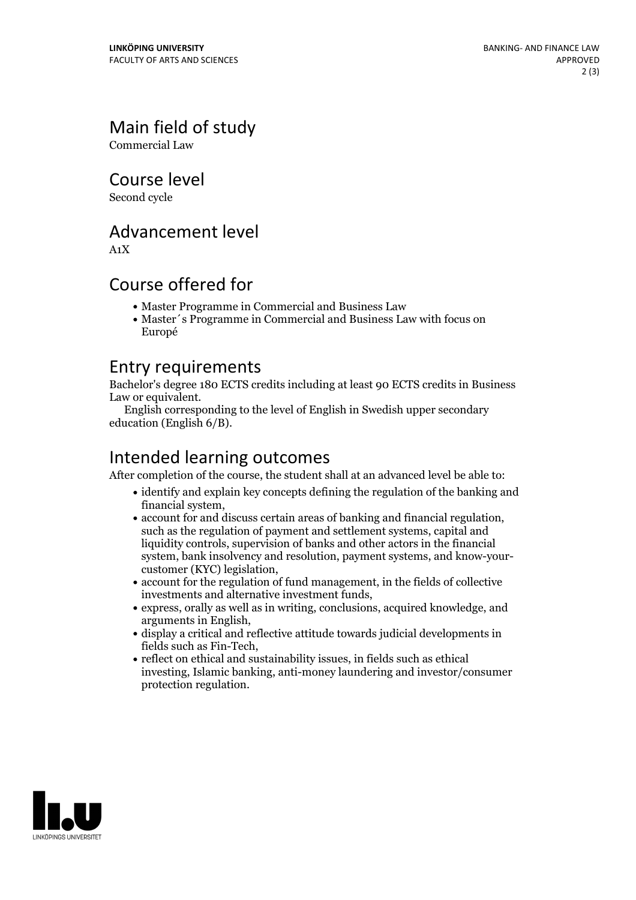## Main field of study

Commercial Law

## Course level

Second cycle

## Advancement level

A1X

## Course offered for

- Master Programme in Commercial and Business Law
- Master´s Programme in Commercial and Business Law with focus on Europé

## Entry requirements

Bachelor's degree 180 ECTS credits including at least 90 ECTS credits in Business Law or equivalent.

English corresponding to the level of English in Swedish upper secondary education (English 6/B).

## Intended learning outcomes

After completion of the course, the student shall at an advanced level be able to:

- identify and explain key concepts defining the regulation of the banking and financial system,
- account for and discuss certain areas of banking and financial regulation, such as the regulation of payment and settlement systems, capital and liquidity controls, supervision of banks and other actors in the financial system, bank insolvency and resolution, payment systems, and know-your-customer (KYC) legislation,
- account for the regulation of fund management, in the fields of collective investments and alternative investment funds,
- express, orally as well as in writing, conclusions, acquired knowledge, and arguments in English,
- display a critical and reflective attitude towards judicial developments in fields such as Fin-Tech,
- reflect on ethical and sustainability issues, in fields such as ethical investing, Islamic banking, anti-money laundering and investor/consumer protection regulation.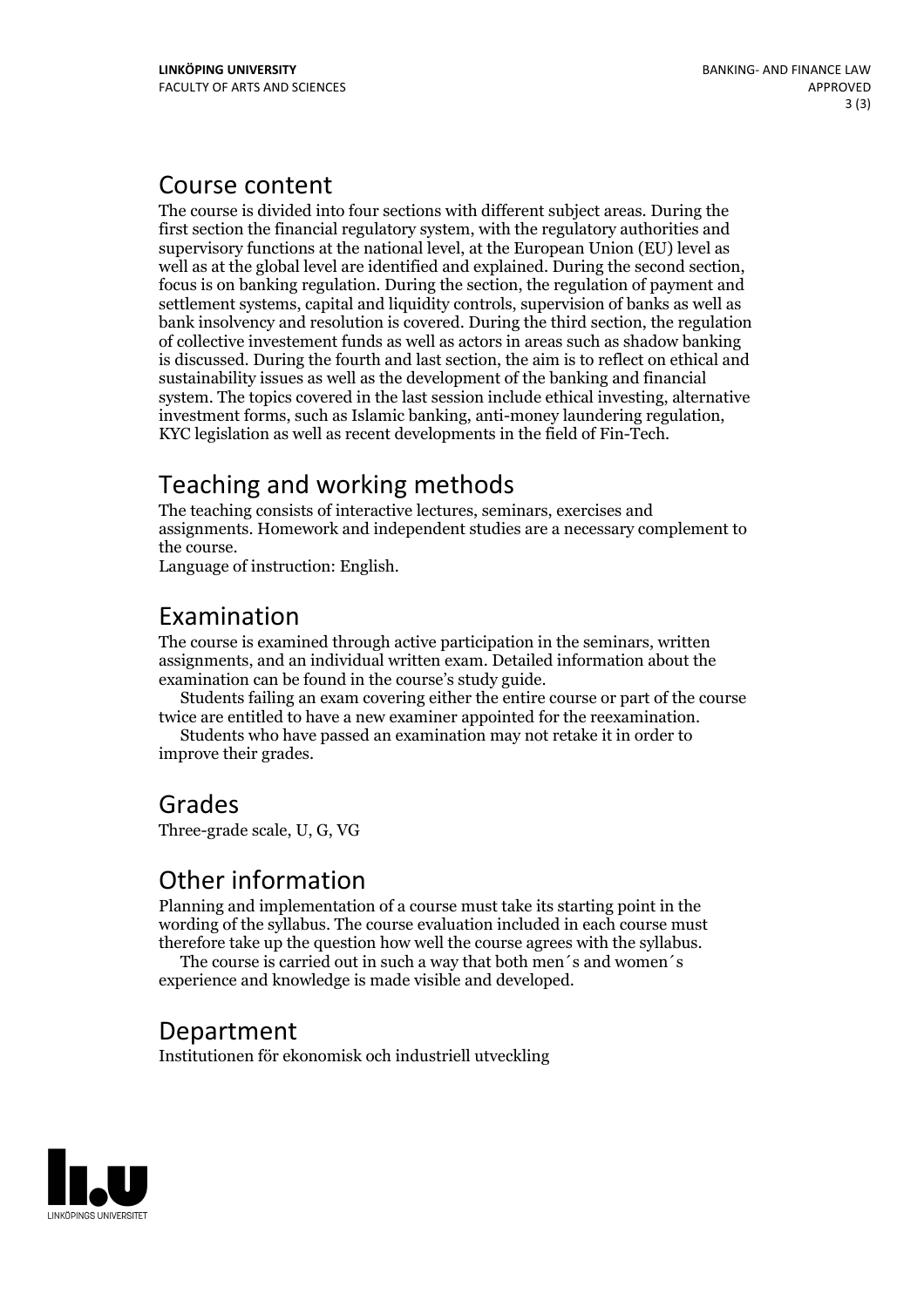## Course content

The course is divided into four sections with different subject areas. During the first section the financial regulatory system, with the regulatory authorities and supervisory functions at the national level, at the European Union (EU) level as well as at the global level are identified and explained. During the second section, focus is on banking regulation. During the section, the regulation of payment and settlement systems, capital and liquidity controls, supervision of banks as well as bank insolvency and resolution is covered. During the third section, the regulation of collective investement funds as well as actors in areas such as shadow banking is discussed. During the fourth and last section, the aim is to reflect on ethical and sustainability issues as well as the development of the banking and financial system. The topics covered in the last session include ethical investing, alternative investment forms, such as Islamic banking, anti-money laundering regulation, KYC legislation as well as recent developments in the field of Fin-Tech.

## Teaching and working methods

The teaching consists of interactive lectures, seminars, exercises and assignments. Homework and independent studies are a necessary complement to the course.

Language of instruction: English.

## Examination

The course is examined through active participation in the seminars, written assignments, and an individual written exam. Detailed information about the examination can be found in the course's study guide.

Students failing an exam covering either the entire course or part of the course twice are entitled to have a new examiner appointed for the reexamination.

Students who have passed an examination may not retake it in order to improve their grades.

## Grades

Three-grade scale, U, G, VG

## Other information

Planning and implementation of a course must take its starting point in the wording of the syllabus. The course evaluation included in each course must therefore take up the question how well the course agrees with the syllabus.

The course is carried out in such a way that both men´s and women´s experience and knowledge is made visible and developed.

## Department

Institutionen för ekonomisk och industriell utveckling